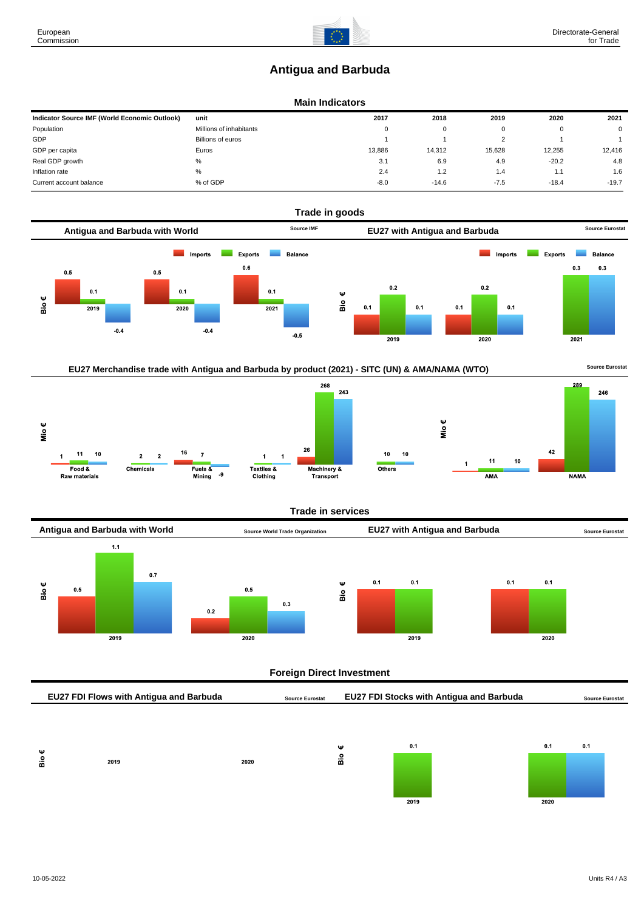European Commission

Directorate-General for Trade

# Antigua and Barbuda

## Main Indicators

| Indicator Source IMF (World Economic Outlook) | unit | 2017 | 2018 | 2019 | 2020 | 2021 |
|---|---|---|---|---|---|---|
| Population | Millions of inhabitants | 0 | 0 | 0 | 0 | 0 |
| GDP | Billions of euros | 1 | 1 | 2 | 1 | 1 |
| GDP per capita | Euros | 13,886 | 14,312 | 15,628 | 12,255 | 12,416 |
| Real GDP growth | % | 3.1 | 6.9 | 4.9 | -20.2 | 4.8 |
| Inflation rate | % | 2.4 | 1.2 | 1.4 | 1.1 | 1.6 |
| Current account balance | % of GDP | -8.0 | -14.6 | -7.5 | -18.4 | -19.7 |

## Trade in goods

### Antigua and Barbuda with World

Source IMF

Bio €

| | Imports | Exports | Balance |
|---|---|---|---|
| 2019 | 0.5 | 0.1 | -0.4 |
| 2020 | 0.5 | 0.1 | -0.4 |
| 2021 | 0.6 | 0.1 | -0.5 |

### EU27 with Antigua and Barbuda

Source Eurostat

Bio €

| | Imports | Exports | Balance |
|---|---|---|---|
| 2019 | 0.1 | 0.2 | 0.1 |
| 2020 | 0.1 | 0.2 | 0.1 |
| 2021 | | 0.3 | 0.3 |

### EU27 Merchandise trade with Antigua and Barbuda by product (2021) - SITC (UN) & AMA/NAMA (WTO)

Source Eurostat

Mio €

| | Imports | Exports | Balance |
|---|---|---|---|
| Food & Raw materials | 1 | 11 | 10 |
| Chemicals | | 2 | 2 |
| Fuels & Mining | 16 | 7 | -9 |
| Textiles & Clothing | | 1 | 1 |
| Machinery & Transport | 26 | 268 | 243 |
| Others | | 10 | 10 |

Mio €

| | Imports | Exports | Balance |
|---|---|---|---|
| AMA | 1 | 11 | 10 |
| NAMA | 42 | 289 | 246 |

## Trade in services

### Antigua and Barbuda with World

Source World Trade Organization

Bio €

| | Imports | Exports | Balance |
|---|---|---|---|
| 2019 | 0.5 | 1.1 | 0.7 |
| 2020 | 0.2 | 0.5 | 0.3 |

### EU27 with Antigua and Barbuda

Source Eurostat

Bio €

| | Imports | Exports | Balance |
|---|---|---|---|
| 2019 | 0.1 | 0.1 | |
| 2020 | 0.1 | 0.1 | |

## Foreign Direct Investment

### EU27 FDI Flows with Antigua and Barbuda

Source Eurostat

Bio €

| | Value |
|---|---|
| 2019 | |
| 2020 | |

### EU27 FDI Stocks with Antigua and Barbuda

Source Eurostat

Bio €

| | Inward | Outward |
|---|---|---|
| 2019 | | 0.1 |
| 2020 | 0.1 | 0.1 |

10-05-2022

Units R4 / A3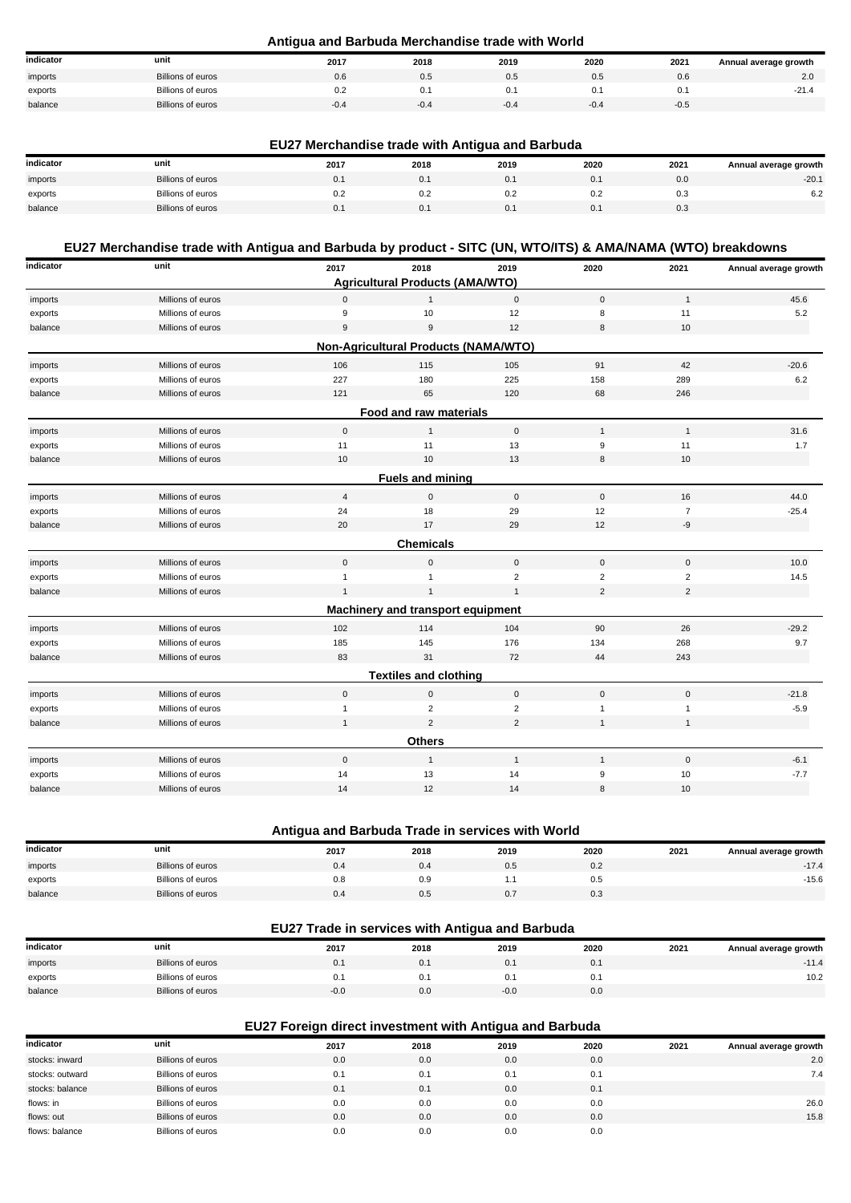## Antigua and Barbuda Merchandise trade with World

| indicator | unit | 2017 | 2018 | 2019 | 2020 | 2021 | Annual average growth |
|---|---|---|---|---|---|---|---|
| imports | Billions of euros | 0.6 | 0.5 | 0.5 | 0.5 | 0.6 | 2.0 |
| exports | Billions of euros | 0.2 | 0.1 | 0.1 | 0.1 | 0.1 | -21.4 |
| balance | Billions of euros | -0.4 | -0.4 | -0.4 | -0.4 | -0.5 | |

## EU27 Merchandise trade with Antigua and Barbuda

| indicator | unit | 2017 | 2018 | 2019 | 2020 | 2021 | Annual average growth |
|---|---|---|---|---|---|---|---|
| imports | Billions of euros | 0.1 | 0.1 | 0.1 | 0.1 | 0.0 | -20.1 |
| exports | Billions of euros | 0.2 | 0.2 | 0.2 | 0.2 | 0.3 | 6.2 |
| balance | Billions of euros | 0.1 | 0.1 | 0.1 | 0.1 | 0.3 | |

## EU27 Merchandise trade with Antigua and Barbuda by product - SITC (UN, WTO/ITS) & AMA/NAMA (WTO) breakdowns

| indicator | unit | 2017 | 2018 | 2019 | 2020 | 2021 | Annual average growth |
|---|---|---|---|---|---|---|---|
| | | | **Agricultural Products (AMA/WTO)** | | | | |
| imports | Millions of euros | 0 | 1 | 0 | 0 | 1 | 45.6 |
| exports | Millions of euros | 9 | 10 | 12 | 8 | 11 | 5.2 |
| balance | Millions of euros | 9 | 9 | 12 | 8 | 10 | |
| | | | **Non-Agricultural Products (NAMA/WTO)** | | | | |
| imports | Millions of euros | 106 | 115 | 105 | 91 | 42 | -20.6 |
| exports | Millions of euros | 227 | 180 | 225 | 158 | 289 | 6.2 |
| balance | Millions of euros | 121 | 65 | 120 | 68 | 246 | |
| | | | **Food and raw materials** | | | | |
| imports | Millions of euros | 0 | 1 | 0 | 1 | 1 | 31.6 |
| exports | Millions of euros | 11 | 11 | 13 | 9 | 11 | 1.7 |
| balance | Millions of euros | 10 | 10 | 13 | 8 | 10 | |
| | | | **Fuels and mining** | | | | |
| imports | Millions of euros | 4 | 0 | 0 | 0 | 16 | 44.0 |
| exports | Millions of euros | 24 | 18 | 29 | 12 | 7 | -25.4 |
| balance | Millions of euros | 20 | 17 | 29 | 12 | -9 | |
| | | | **Chemicals** | | | | |
| imports | Millions of euros | 0 | 0 | 0 | 0 | 0 | 10.0 |
| exports | Millions of euros | 1 | 1 | 2 | 2 | 2 | 14.5 |
| balance | Millions of euros | 1 | 1 | 1 | 2 | 2 | |
| | | | **Machinery and transport equipment** | | | | |
| imports | Millions of euros | 102 | 114 | 104 | 90 | 26 | -29.2 |
| exports | Millions of euros | 185 | 145 | 176 | 134 | 268 | 9.7 |
| balance | Millions of euros | 83 | 31 | 72 | 44 | 243 | |
| | | | **Textiles and clothing** | | | | |
| imports | Millions of euros | 0 | 0 | 0 | 0 | 0 | -21.8 |
| exports | Millions of euros | 1 | 2 | 2 | 1 | 1 | -5.9 |
| balance | Millions of euros | 1 | 2 | 2 | 1 | 1 | |
| | | | **Others** | | | | |
| imports | Millions of euros | 0 | 1 | 1 | 1 | 0 | -6.1 |
| exports | Millions of euros | 14 | 13 | 14 | 9 | 10 | -7.7 |
| balance | Millions of euros | 14 | 12 | 14 | 8 | 10 | |

## Antigua and Barbuda Trade in services with World

| indicator | unit | 2017 | 2018 | 2019 | 2020 | 2021 | Annual average growth |
|---|---|---|---|---|---|---|---|
| imports | Billions of euros | 0.4 | 0.4 | 0.5 | 0.2 | | -17.4 |
| exports | Billions of euros | 0.8 | 0.9 | 1.1 | 0.5 | | -15.6 |
| balance | Billions of euros | 0.4 | 0.5 | 0.7 | 0.3 | | |

## EU27 Trade in services with Antigua and Barbuda

| indicator | unit | 2017 | 2018 | 2019 | 2020 | 2021 | Annual average growth |
|---|---|---|---|---|---|---|---|
| imports | Billions of euros | 0.1 | 0.1 | 0.1 | 0.1 | | -11.4 |
| exports | Billions of euros | 0.1 | 0.1 | 0.1 | 0.1 | | 10.2 |
| balance | Billions of euros | -0.0 | 0.0 | -0.0 | 0.0 | | |

## EU27 Foreign direct investment with Antigua and Barbuda

| indicator | unit | 2017 | 2018 | 2019 | 2020 | 2021 | Annual average growth |
|---|---|---|---|---|---|---|---|
| stocks: inward | Billions of euros | 0.0 | 0.0 | 0.0 | 0.0 | | 2.0 |
| stocks: outward | Billions of euros | 0.1 | 0.1 | 0.1 | 0.1 | | 7.4 |
| stocks: balance | Billions of euros | 0.1 | 0.1 | 0.0 | 0.1 | | |
| flows: in | Billions of euros | 0.0 | 0.0 | 0.0 | 0.0 | | 26.0 |
| flows: out | Billions of euros | 0.0 | 0.0 | 0.0 | 0.0 | | 15.8 |
| flows: balance | Billions of euros | 0.0 | 0.0 | 0.0 | 0.0 | | |